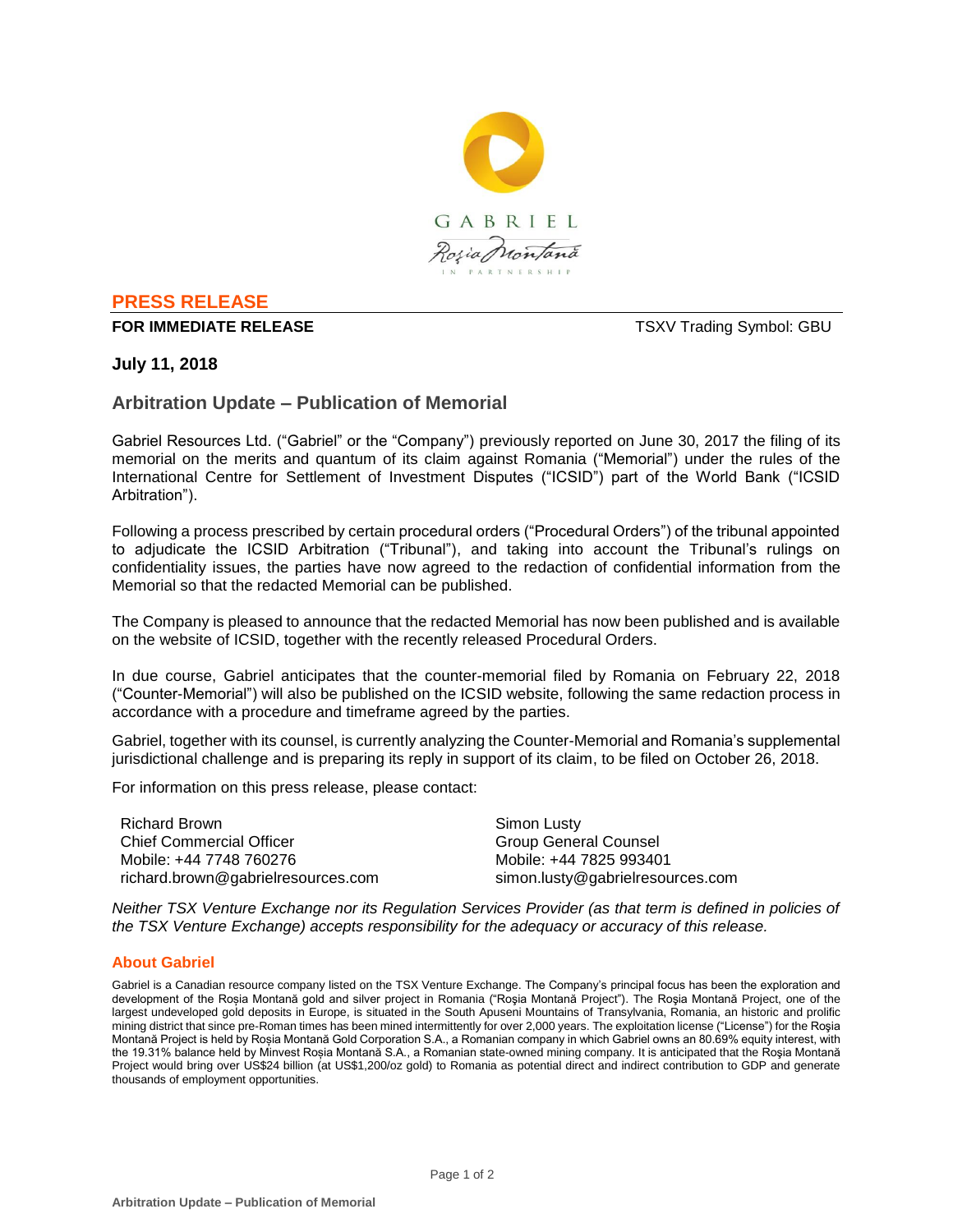## PRESS RELEASE

**FOR IMMEDIATE RELEASE** TSXV Trading Symbol: GBU

**July 11, 2018**

# Arbitration Update – Publication of Memorial

Gabriel Resources Ltd. ("Gabriel" or the "Company") previously reported on June 30, 2017 the filing of its memorial on the merits and quantum of its claim against Romania ("Memorial") under the rules of the International Centre for Settlement of Investment Disputes ("ICSID") part of the World Bank ("ICSID Arbitration").

Following a process prescribed by certain procedural orders ("Procedural Orders") of the tribunal appointed to adjudicate the ICSID Arbitration ("Tribunal"), and taking into account the Tribunal's rulings on confidentiality issues, the parties have now agreed to the redaction of confidential information from the Memorial so that the redacted Memorial can be published.

The Company is pleased to announce that the redacted Memorial has now been published and is available on the website of ICSID, together with the recently released Procedural Orders.

In due course, Gabriel anticipates that the counter-memorial filed by Romania on February 22, 2018 ("Counter-Memorial") will also be published on the ICSID website, following the same redaction process in accordance with a procedure and timeframe agreed by the parties.

Gabriel, together with its counsel, is currently analyzing the Counter-Memorial and Romania's supplemental jurisdictional challenge and is preparing its reply in support of its claim, to be filed on October 26, 2018.

For information on this press release, please contact:

Richard Brown
Chief Commercial Officer
Mobile: +44 7748 760276
richard.brown@gabrielresources.com

Simon Lusty
Group General Counsel
Mobile: +44 7825 993401
simon.lusty@gabrielresources.com

*Neither TSX Venture Exchange nor its Regulation Services Provider (as that term is defined in policies of the TSX Venture Exchange) accepts responsibility for the adequacy or accuracy of this release.*

## About Gabriel

Gabriel is a Canadian resource company listed on the TSX Venture Exchange. The Company's principal focus has been the exploration and development of the Roșia Montană gold and silver project in Romania ("Roşia Montană Project"). The Roşia Montană Project, one of the largest undeveloped gold deposits in Europe, is situated in the South Apuseni Mountains of Transylvania, Romania, an historic and prolific mining district that since pre-Roman times has been mined intermittently for over 2,000 years. The exploitation license ("License") for the Roşia Montană Project is held by Roșia Montană Gold Corporation S.A., a Romanian company in which Gabriel owns an 80.69% equity interest, with the 19.31% balance held by Minvest Roșia Montană S.A., a Romanian state-owned mining company. It is anticipated that the Roşia Montană Project would bring over US$24 billion (at US$1,200/oz gold) to Romania as potential direct and indirect contribution to GDP and generate thousands of employment opportunities.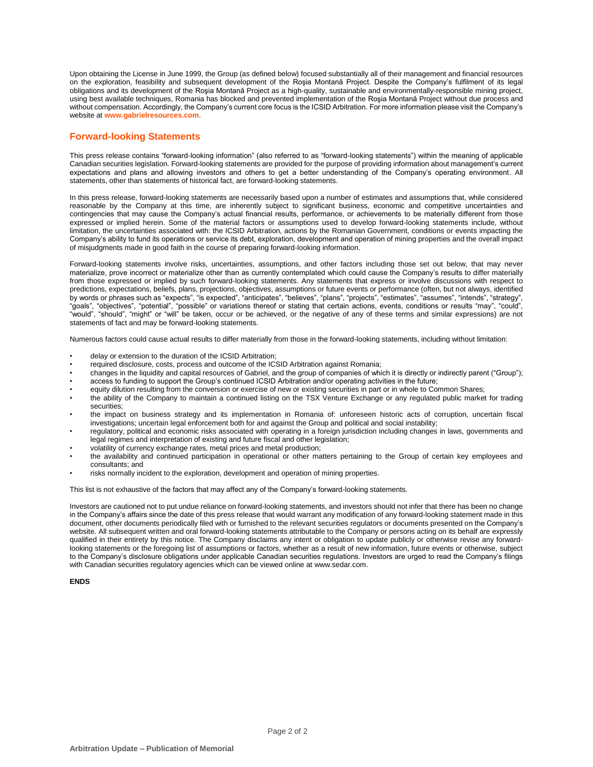Upon obtaining the License in June 1999, the Group (as defined below) focused substantially all of their management and financial resources on the exploration, feasibility and subsequent development of the Roşia Montană Project. Despite the Company's fulfilment of its legal obligations and its development of the Roşia Montană Project as a high-quality, sustainable and environmentally-responsible mining project, using best available techniques, Romania has blocked and prevented implementation of the Roşia Montană Project without due process and without compensation. Accordingly, the Company's current core focus is the ICSID Arbitration. For more information please visit the Company's website at **www.gabrielresources.com**.

## Forward-looking Statements

This press release contains "forward-looking information" (also referred to as "forward-looking statements") within the meaning of applicable Canadian securities legislation. Forward-looking statements are provided for the purpose of providing information about management's current expectations and plans and allowing investors and others to get a better understanding of the Company's operating environment. All statements, other than statements of historical fact, are forward-looking statements.

In this press release, forward-looking statements are necessarily based upon a number of estimates and assumptions that, while considered reasonable by the Company at this time, are inherently subject to significant business, economic and competitive uncertainties and contingencies that may cause the Company's actual financial results, performance, or achievements to be materially different from those expressed or implied herein. Some of the material factors or assumptions used to develop forward-looking statements include, without limitation, the uncertainties associated with: the ICSID Arbitration, actions by the Romanian Government, conditions or events impacting the Company's ability to fund its operations or service its debt, exploration, development and operation of mining properties and the overall impact of misjudgments made in good faith in the course of preparing forward-looking information.

Forward-looking statements involve risks, uncertainties, assumptions, and other factors including those set out below, that may never materialize, prove incorrect or materialize other than as currently contemplated which could cause the Company's results to differ materially from those expressed or implied by such forward-looking statements. Any statements that express or involve discussions with respect to predictions, expectations, beliefs, plans, projections, objectives, assumptions or future events or performance (often, but not always, identified by words or phrases such as "expects", "is expected", "anticipates", "believes", "plans", "projects", "estimates", "assumes", "intends", "strategy", "goals", "objectives", "potential", "possible" or variations thereof or stating that certain actions, events, conditions or results "may", "could", "would", "should", "might" or "will" be taken, occur or be achieved, or the negative of any of these terms and similar expressions) are not statements of fact and may be forward-looking statements.

Numerous factors could cause actual results to differ materially from those in the forward-looking statements, including without limitation:

- delay or extension to the duration of the ICSID Arbitration;
- required disclosure, costs, process and outcome of the ICSID Arbitration against Romania;
- changes in the liquidity and capital resources of Gabriel, and the group of companies of which it is directly or indirectly parent ("Group");
- access to funding to support the Group's continued ICSID Arbitration and/or operating activities in the future;
- equity dilution resulting from the conversion or exercise of new or existing securities in part or in whole to Common Shares;
- the ability of the Company to maintain a continued listing on the TSX Venture Exchange or any regulated public market for trading securities;
- the impact on business strategy and its implementation in Romania of: unforeseen historic acts of corruption, uncertain fiscal investigations; uncertain legal enforcement both for and against the Group and political and social instability;
- regulatory, political and economic risks associated with operating in a foreign jurisdiction including changes in laws, governments and legal regimes and interpretation of existing and future fiscal and other legislation;
- volatility of currency exchange rates, metal prices and metal production;
- the availability and continued participation in operational or other matters pertaining to the Group of certain key employees and consultants; and
- risks normally incident to the exploration, development and operation of mining properties.

This list is not exhaustive of the factors that may affect any of the Company's forward-looking statements.

Investors are cautioned not to put undue reliance on forward-looking statements, and investors should not infer that there has been no change in the Company's affairs since the date of this press release that would warrant any modification of any forward-looking statement made in this document, other documents periodically filed with or furnished to the relevant securities regulators or documents presented on the Company's website. All subsequent written and oral forward-looking statements attributable to the Company or persons acting on its behalf are expressly qualified in their entirety by this notice. The Company disclaims any intent or obligation to update publicly or otherwise revise any forward-looking statements or the foregoing list of assumptions or factors, whether as a result of new information, future events or otherwise, subject to the Company's disclosure obligations under applicable Canadian securities regulations. Investors are urged to read the Company's filings with Canadian securities regulatory agencies which can be viewed online at www.sedar.com.

**ENDS**